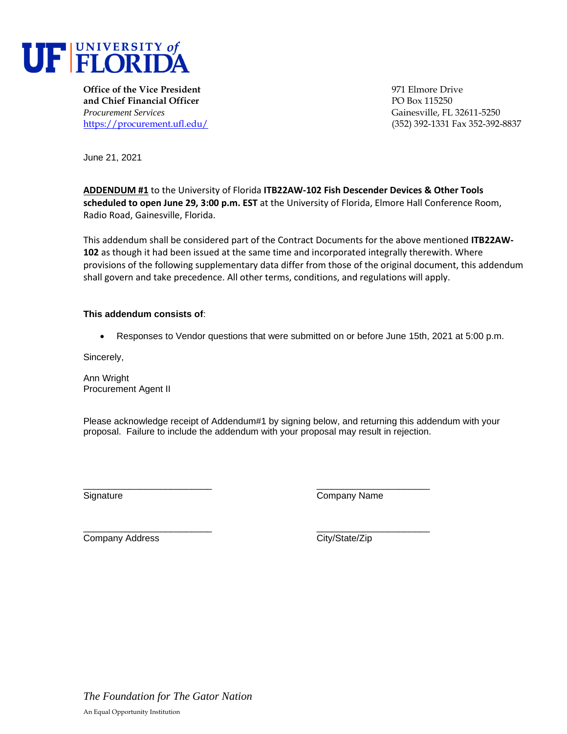**UF | UNIVERSITY of FLORIDA**

**Office of the Vice President**
**and Chief Financial Officer**
*Procurement Services*
https://procurement.ufl.edu/

971 Elmore Drive
PO Box 115250
Gainesville, FL 32611-5250
(352) 392-1331 Fax 352-392-8837

June 21, 2021

**ADDENDUM #1** to the University of Florida **ITB22AW-102 Fish Descender Devices & Other Tools scheduled to open June 29, 3:00 p.m. EST** at the University of Florida, Elmore Hall Conference Room, Radio Road, Gainesville, Florida.

This addendum shall be considered part of the Contract Documents for the above mentioned **ITB22AW-102** as though it had been issued at the same time and incorporated integrally therewith. Where provisions of the following supplementary data differ from those of the original document, this addendum shall govern and take precedence. All other terms, conditions, and regulations will apply.

**This addendum consists of**:

- Responses to Vendor questions that were submitted on or before June 15th, 2021 at 5:00 p.m.

Sincerely,

Ann Wright
Procurement Agent II

Please acknowledge receipt of Addendum#1 by signing below, and returning this addendum with your proposal. Failure to include the addendum with your proposal may result in rejection.

\_\_\_\_\_\_\_\_\_\_\_\_\_\_\_\_\_\_\_\_\_\_\_\_\_
Signature

\_\_\_\_\_\_\_\_\_\_\_\_\_\_\_\_\_\_\_\_\_\_\_\_\_
Company Name

\_\_\_\_\_\_\_\_\_\_\_\_\_\_\_\_\_\_\_\_\_\_\_\_\_
Company Address

\_\_\_\_\_\_\_\_\_\_\_\_\_\_\_\_\_\_\_\_\_\_\_\_\_
City/State/Zip

*The Foundation for The Gator Nation*

An Equal Opportunity Institution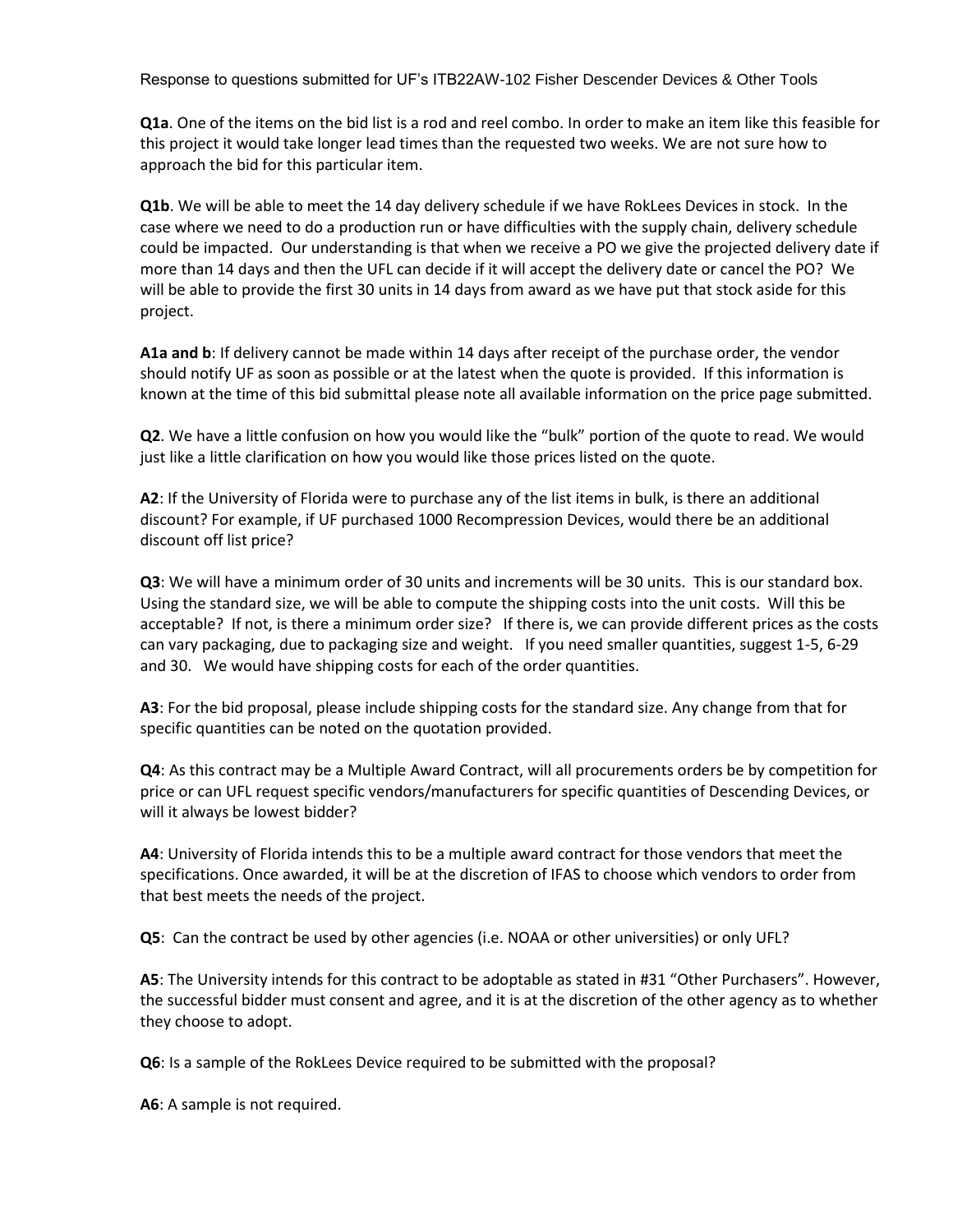Response to questions submitted for UF's ITB22AW-102 Fisher Descender Devices & Other Tools

**Q1a**. One of the items on the bid list is a rod and reel combo. In order to make an item like this feasible for this project it would take longer lead times than the requested two weeks. We are not sure how to approach the bid for this particular item.

**Q1b**. We will be able to meet the 14 day delivery schedule if we have RokLees Devices in stock. In the case where we need to do a production run or have difficulties with the supply chain, delivery schedule could be impacted. Our understanding is that when we receive a PO we give the projected delivery date if more than 14 days and then the UFL can decide if it will accept the delivery date or cancel the PO? We will be able to provide the first 30 units in 14 days from award as we have put that stock aside for this project.

**A1a and b**: If delivery cannot be made within 14 days after receipt of the purchase order, the vendor should notify UF as soon as possible or at the latest when the quote is provided. If this information is known at the time of this bid submittal please note all available information on the price page submitted.

**Q2**. We have a little confusion on how you would like the "bulk" portion of the quote to read. We would just like a little clarification on how you would like those prices listed on the quote.

**A2**: If the University of Florida were to purchase any of the list items in bulk, is there an additional discount? For example, if UF purchased 1000 Recompression Devices, would there be an additional discount off list price?

**Q3**: We will have a minimum order of 30 units and increments will be 30 units. This is our standard box. Using the standard size, we will be able to compute the shipping costs into the unit costs. Will this be acceptable? If not, is there a minimum order size? If there is, we can provide different prices as the costs can vary packaging, due to packaging size and weight. If you need smaller quantities, suggest 1-5, 6-29 and 30. We would have shipping costs for each of the order quantities.

**A3**: For the bid proposal, please include shipping costs for the standard size. Any change from that for specific quantities can be noted on the quotation provided.

**Q4**: As this contract may be a Multiple Award Contract, will all procurements orders be by competition for price or can UFL request specific vendors/manufacturers for specific quantities of Descending Devices, or will it always be lowest bidder?

**A4**: University of Florida intends this to be a multiple award contract for those vendors that meet the specifications. Once awarded, it will be at the discretion of IFAS to choose which vendors to order from that best meets the needs of the project.

**Q5**: Can the contract be used by other agencies (i.e. NOAA or other universities) or only UFL?

**A5**: The University intends for this contract to be adoptable as stated in #31 "Other Purchasers". However, the successful bidder must consent and agree, and it is at the discretion of the other agency as to whether they choose to adopt.

**Q6**: Is a sample of the RokLees Device required to be submitted with the proposal?

**A6**: A sample is not required.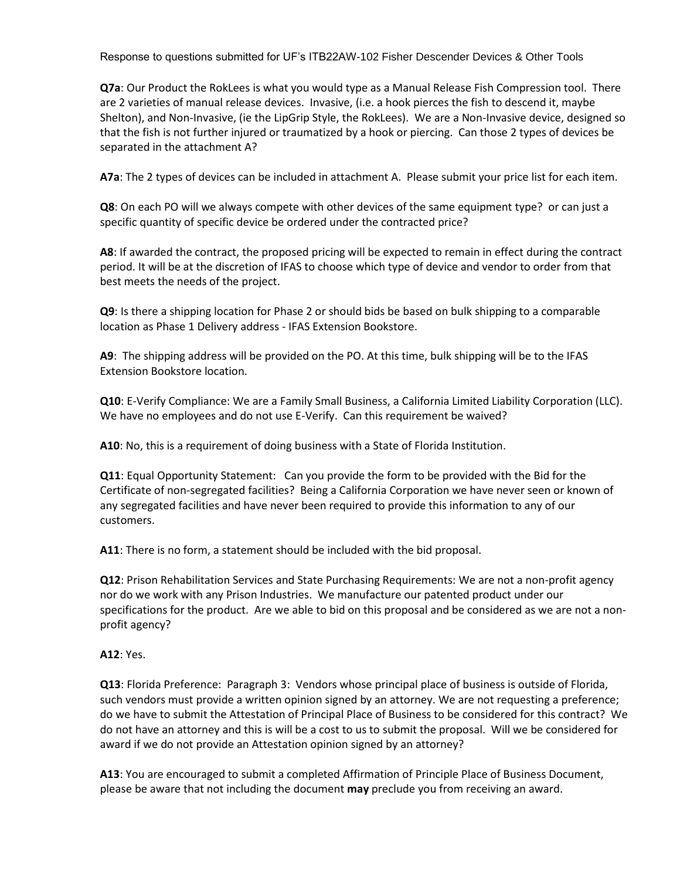Response to questions submitted for UF's ITB22AW-102 Fisher Descender Devices & Other Tools

**Q7a**: Our Product the RokLees is what you would type as a Manual Release Fish Compression tool. There are 2 varieties of manual release devices. Invasive, (i.e. a hook pierces the fish to descend it, maybe Shelton), and Non-Invasive, (ie the LipGrip Style, the RokLees). We are a Non-Invasive device, designed so that the fish is not further injured or traumatized by a hook or piercing. Can those 2 types of devices be separated in the attachment A?

**A7a**: The 2 types of devices can be included in attachment A. Please submit your price list for each item.

**Q8**: On each PO will we always compete with other devices of the same equipment type? or can just a specific quantity of specific device be ordered under the contracted price?

**A8**: If awarded the contract, the proposed pricing will be expected to remain in effect during the contract period. It will be at the discretion of IFAS to choose which type of device and vendor to order from that best meets the needs of the project.

**Q9**: Is there a shipping location for Phase 2 or should bids be based on bulk shipping to a comparable location as Phase 1 Delivery address - IFAS Extension Bookstore.

**A9**: The shipping address will be provided on the PO. At this time, bulk shipping will be to the IFAS Extension Bookstore location.

**Q10**: E-Verify Compliance: We are a Family Small Business, a California Limited Liability Corporation (LLC). We have no employees and do not use E-Verify. Can this requirement be waived?

**A10**: No, this is a requirement of doing business with a State of Florida Institution.

**Q11**: Equal Opportunity Statement: Can you provide the form to be provided with the Bid for the Certificate of non-segregated facilities? Being a California Corporation we have never seen or known of any segregated facilities and have never been required to provide this information to any of our customers.

**A11**: There is no form, a statement should be included with the bid proposal.

**Q12**: Prison Rehabilitation Services and State Purchasing Requirements: We are not a non-profit agency nor do we work with any Prison Industries. We manufacture our patented product under our specifications for the product. Are we able to bid on this proposal and be considered as we are not a non-profit agency?

**A12**: Yes.

**Q13**: Florida Preference: Paragraph 3: Vendors whose principal place of business is outside of Florida, such vendors must provide a written opinion signed by an attorney. We are not requesting a preference; do we have to submit the Attestation of Principal Place of Business to be considered for this contract? We do not have an attorney and this is will be a cost to us to submit the proposal. Will we be considered for award if we do not provide an Attestation opinion signed by an attorney?

**A13**: You are encouraged to submit a completed Affirmation of Principle Place of Business Document, please be aware that not including the document **may** preclude you from receiving an award.